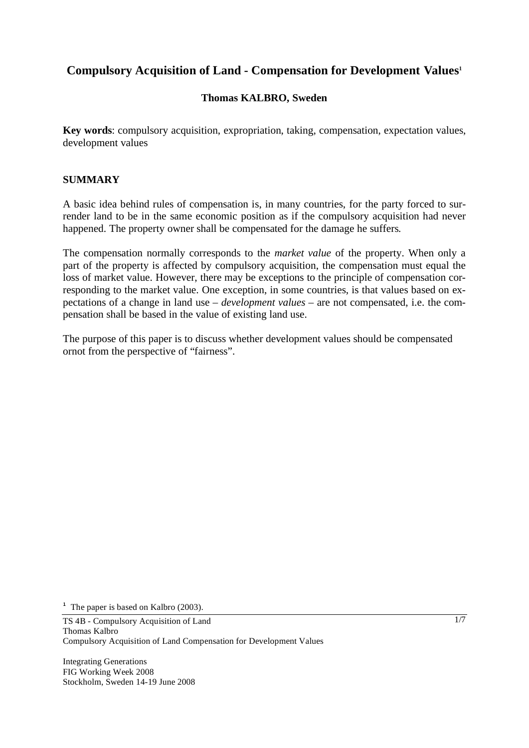# Compulsory Acquisition of Land - Compensation for Development Values[1]

**Thomas KALBRO, Sweden**

**Key words**: compulsory acquisition, expropriation, taking, compensation, expectation values, development values

## SUMMARY

A basic idea behind rules of compensation is, in many countries, for the party forced to surrender land to be in the same economic position as if the compulsory acquisition had never happened. The property owner shall be compensated for the damage he suffers.

The compensation normally corresponds to the *market value* of the property. When only a part of the property is affected by compulsory acquisition, the compensation must equal the loss of market value. However, there may be exceptions to the principle of compensation corresponding to the market value. One exception, in some countries, is that values based on expectations of a change in land use – *development values* – are not compensated, i.e. the compensation shall be based in the value of existing land use.

The purpose of this paper is to discuss whether development values should be compensated ornot from the perspective of "fairness".

[1] The paper is based on Kalbro (2003).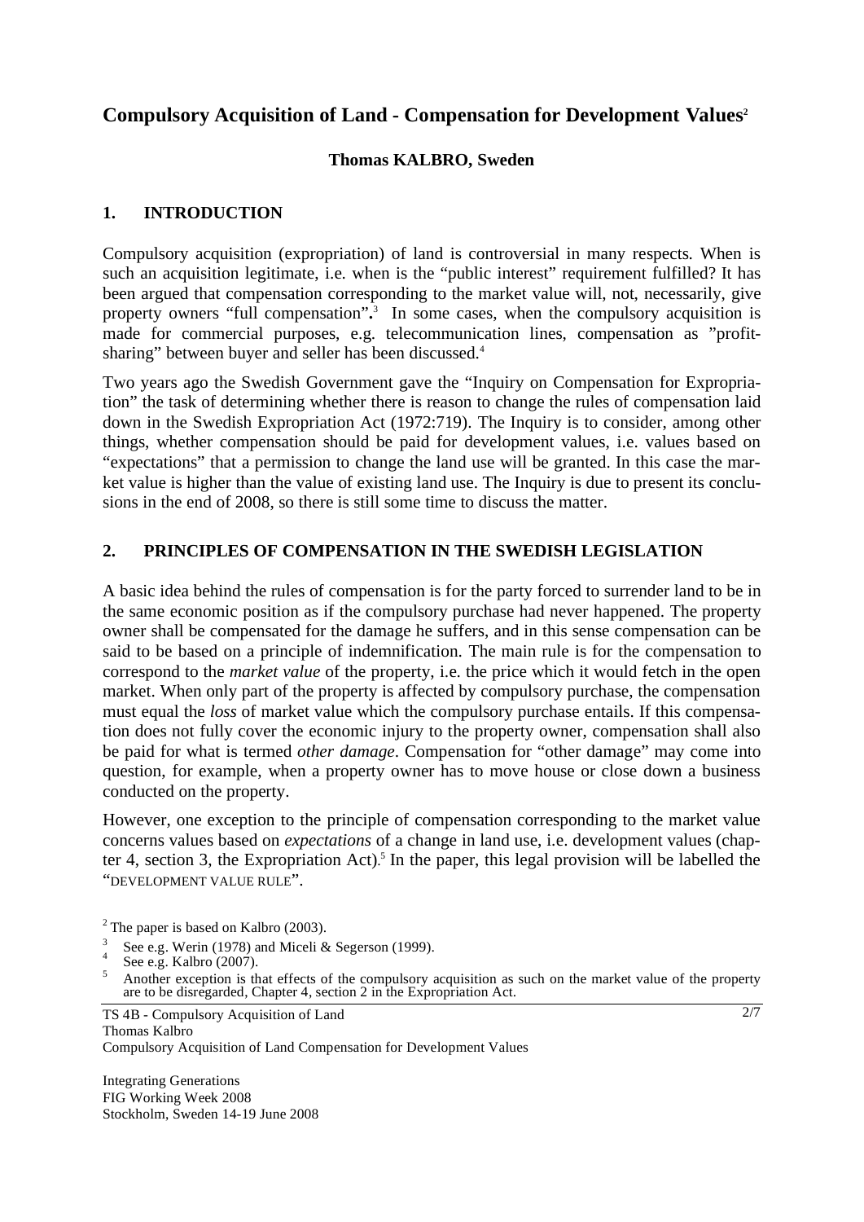# Compulsory Acquisition of Land - Compensation for Development Values[2]

**Thomas KALBRO, Sweden**

## 1. INTRODUCTION

Compulsory acquisition (expropriation) of land is controversial in many respects. When is such an acquisition legitimate, i.e. when is the "public interest" requirement fulfilled? It has been argued that compensation corresponding to the market value will, not, necessarily, give property owners "full compensation"**.**[3] In some cases, when the compulsory acquisition is made for commercial purposes, e.g. telecommunication lines, compensation as "profit-sharing" between buyer and seller has been discussed.[4]

Two years ago the Swedish Government gave the "Inquiry on Compensation for Expropriation" the task of determining whether there is reason to change the rules of compensation laid down in the Swedish Expropriation Act (1972:719). The Inquiry is to consider, among other things, whether compensation should be paid for development values, i.e. values based on "expectations" that a permission to change the land use will be granted. In this case the market value is higher than the value of existing land use. The Inquiry is due to present its conclusions in the end of 2008, so there is still some time to discuss the matter.

## 2. PRINCIPLES OF COMPENSATION IN THE SWEDISH LEGISLATION

A basic idea behind the rules of compensation is for the party forced to surrender land to be in the same economic position as if the compulsory purchase had never happened. The property owner shall be compensated for the damage he suffers, and in this sense compensation can be said to be based on a principle of indemnification. The main rule is for the compensation to correspond to the *market value* of the property, i.e. the price which it would fetch in the open market. When only part of the property is affected by compulsory purchase, the compensation must equal the *loss* of market value which the compulsory purchase entails. If this compensation does not fully cover the economic injury to the property owner, compensation shall also be paid for what is termed *other damage*. Compensation for "other damage" may come into question, for example, when a property owner has to move house or close down a business conducted on the property.

However, one exception to the principle of compensation corresponding to the market value concerns values based on *expectations* of a change in land use, i.e. development values (chapter 4, section 3, the Expropriation Act).[5] In the paper, this legal provision will be labelled the "DEVELOPMENT VALUE RULE".

---

[2] The paper is based on Kalbro (2003).

[3] See e.g. Werin (1978) and Miceli & Segerson (1999).

[4] See e.g. Kalbro (2007).

[5] Another exception is that effects of the compulsory acquisition as such on the market value of the property are to be disregarded, Chapter 4, section 2 in the Expropriation Act.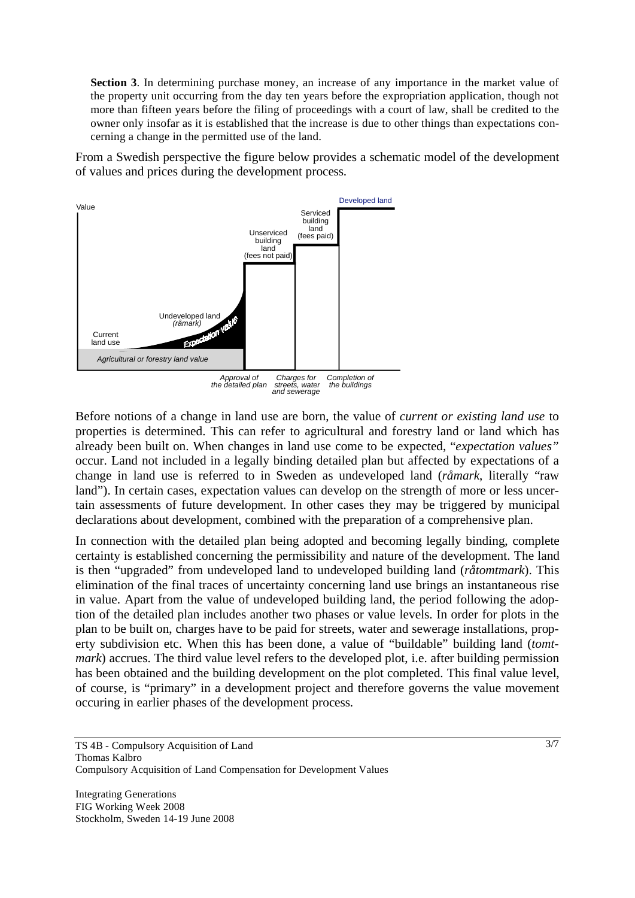**Section 3**. In determining purchase money, an increase of any importance in the market value of the property unit occurring from the day ten years before the expropriation application, though not more than fifteen years before the filing of proceedings with a court of law, shall be credited to the owner only insofar as it is established that the increase is due to other things than expectations concerning a change in the permitted use of the land.

From a Swedish perspective the figure below provides a schematic model of the development of values and prices during the development process.

Before notions of a change in land use are born, the value of *current or existing land use* to properties is determined. This can refer to agricultural and forestry land or land which has already been built on. When changes in land use come to be expected, "*expectation values"* occur. Land not included in a legally binding detailed plan but affected by expectations of a change in land use is referred to in Sweden as undeveloped land (*råmark*, literally "raw land"). In certain cases, expectation values can develop on the strength of more or less uncertain assessments of future development. In other cases they may be triggered by municipal declarations about development, combined with the preparation of a comprehensive plan.

In connection with the detailed plan being adopted and becoming legally binding, complete certainty is established concerning the permissibility and nature of the development. The land is then "upgraded" from undeveloped land to undeveloped building land (*råtomtmark*). This elimination of the final traces of uncertainty concerning land use brings an instantaneous rise in value. Apart from the value of undeveloped building land, the period following the adoption of the detailed plan includes another two phases or value levels. In order for plots in the plan to be built on, charges have to be paid for streets, water and sewerage installations, property subdivision etc. When this has been done, a value of "buildable" building land (*tomtmark*) accrues. The third value level refers to the developed plot, i.e. after building permission has been obtained and the building development on the plot completed. This final value level, of course, is "primary" in a development project and therefore governs the value movement occuring in earlier phases of the development process.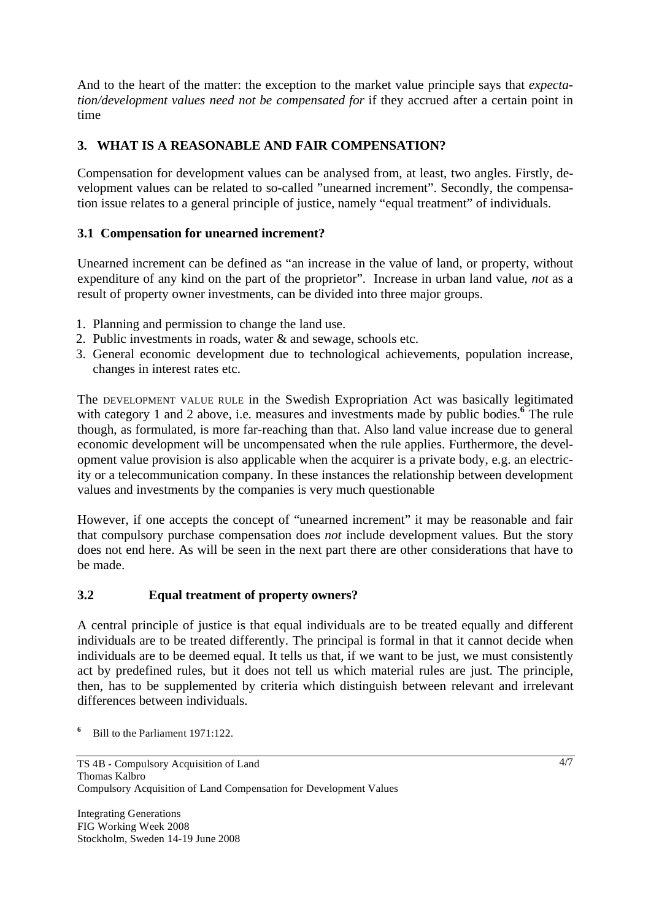And to the heart of the matter: the exception to the market value principle says that *expectation/development values need not be compensated for* if they accrued after a certain point in time

## 3. WHAT IS A REASONABLE AND FAIR COMPENSATION?

Compensation for development values can be analysed from, at least, two angles. Firstly, development values can be related to so-called "unearned increment". Secondly, the compensation issue relates to a general principle of justice, namely "equal treatment" of individuals.

### 3.1 Compensation for unearned increment?

Unearned increment can be defined as "an increase in the value of land, or property, without expenditure of any kind on the part of the proprietor". Increase in urban land value, *not* as a result of property owner investments, can be divided into three major groups.

1. Planning and permission to change the land use.
2. Public investments in roads, water & and sewage, schools etc.
3. General economic development due to technological achievements, population increase, changes in interest rates etc.

The DEVELOPMENT VALUE RULE in the Swedish Expropriation Act was basically legitimated with category 1 and 2 above, i.e. measures and investments made by public bodies.[6] The rule though, as formulated, is more far-reaching than that. Also land value increase due to general economic development will be uncompensated when the rule applies. Furthermore, the development value provision is also applicable when the acquirer is a private body, e.g. an electricity or a telecommunication company. In these instances the relationship between development values and investments by the companies is very much questionable

However, if one accepts the concept of "unearned increment" it may be reasonable and fair that compulsory purchase compensation does *not* include development values. But the story does not end here. As will be seen in the next part there are other considerations that have to be made.

### 3.2 Equal treatment of property owners?

A central principle of justice is that equal individuals are to be treated equally and different individuals are to be treated differently. The principal is formal in that it cannot decide when individuals are to be deemed equal. It tells us that, if we want to be just, we must consistently act by predefined rules, but it does not tell us which material rules are just. The principle, then, has to be supplemented by criteria which distinguish between relevant and irrelevant differences between individuals.

[6] Bill to the Parliament 1971:122.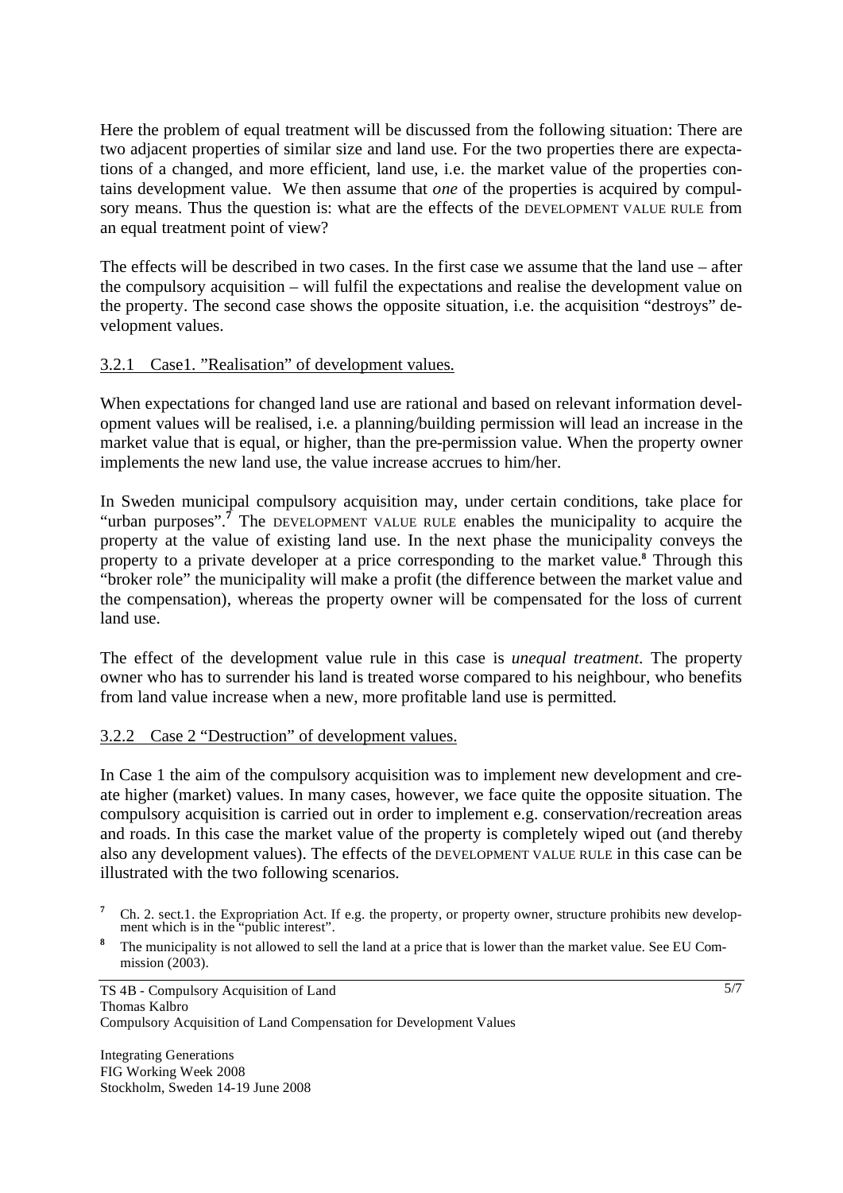Here the problem of equal treatment will be discussed from the following situation: There are two adjacent properties of similar size and land use. For the two properties there are expectations of a changed, and more efficient, land use, i.e. the market value of the properties contains development value. We then assume that *one* of the properties is acquired by compulsory means. Thus the question is: what are the effects of the DEVELOPMENT VALUE RULE from an equal treatment point of view?

The effects will be described in two cases. In the first case we assume that the land use – after the compulsory acquisition – will fulfil the expectations and realise the development value on the property. The second case shows the opposite situation, i.e. the acquisition "destroys" development values.

### 3.2.1 Case1. "Realisation" of development values.

When expectations for changed land use are rational and based on relevant information development values will be realised, i.e. a planning/building permission will lead an increase in the market value that is equal, or higher, than the pre-permission value. When the property owner implements the new land use, the value increase accrues to him/her.

In Sweden municipal compulsory acquisition may, under certain conditions, take place for "urban purposes".[7] The DEVELOPMENT VALUE RULE enables the municipality to acquire the property at the value of existing land use. In the next phase the municipality conveys the property to a private developer at a price corresponding to the market value.[8] Through this "broker role" the municipality will make a profit (the difference between the market value and the compensation), whereas the property owner will be compensated for the loss of current land use.

The effect of the development value rule in this case is *unequal treatment*. The property owner who has to surrender his land is treated worse compared to his neighbour, who benefits from land value increase when a new, more profitable land use is permitted.

### 3.2.2 Case 2 "Destruction" of development values.

In Case 1 the aim of the compulsory acquisition was to implement new development and create higher (market) values. In many cases, however, we face quite the opposite situation. The compulsory acquisition is carried out in order to implement e.g. conservation/recreation areas and roads. In this case the market value of the property is completely wiped out (and thereby also any development values). The effects of the DEVELOPMENT VALUE RULE in this case can be illustrated with the two following scenarios.

---

[7] Ch. 2. sect.1. the Expropriation Act. If e.g. the property, or property owner, structure prohibits new development which is in the "public interest".

[8] The municipality is not allowed to sell the land at a price that is lower than the market value. See EU Commission (2003).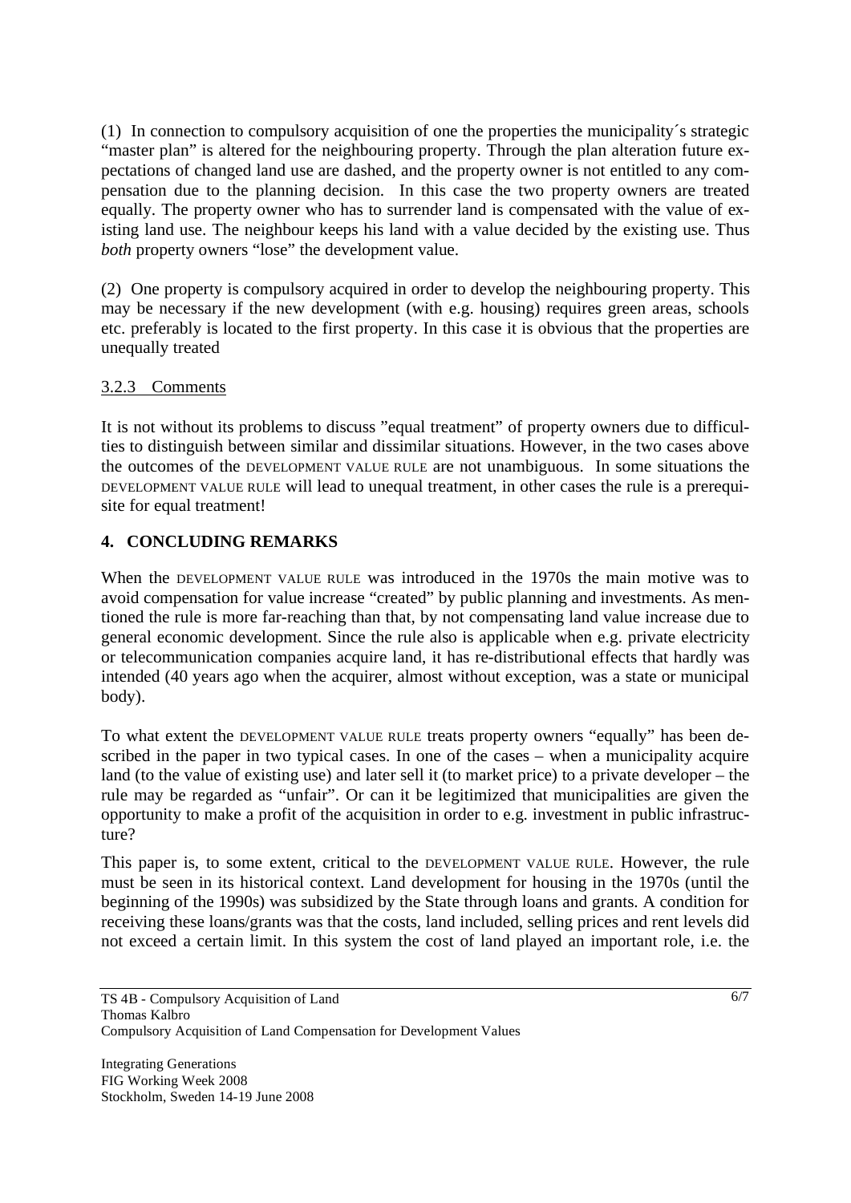(1) In connection to compulsory acquisition of one the properties the municipality´s strategic "master plan" is altered for the neighbouring property. Through the plan alteration future expectations of changed land use are dashed, and the property owner is not entitled to any compensation due to the planning decision. In this case the two property owners are treated equally. The property owner who has to surrender land is compensated with the value of existing land use. The neighbour keeps his land with a value decided by the existing use. Thus *both* property owners "lose" the development value.

(2) One property is compulsory acquired in order to develop the neighbouring property. This may be necessary if the new development (with e.g. housing) requires green areas, schools etc. preferably is located to the first property. In this case it is obvious that the properties are unequally treated

### 3.2.3 Comments

It is not without its problems to discuss "equal treatment" of property owners due to difficulties to distinguish between similar and dissimilar situations. However, in the two cases above the outcomes of the DEVELOPMENT VALUE RULE are not unambiguous. In some situations the DEVELOPMENT VALUE RULE will lead to unequal treatment, in other cases the rule is a prerequisite for equal treatment!

## 4. CONCLUDING REMARKS

When the DEVELOPMENT VALUE RULE was introduced in the 1970s the main motive was to avoid compensation for value increase "created" by public planning and investments. As mentioned the rule is more far-reaching than that, by not compensating land value increase due to general economic development. Since the rule also is applicable when e.g. private electricity or telecommunication companies acquire land, it has re-distributional effects that hardly was intended (40 years ago when the acquirer, almost without exception, was a state or municipal body).

To what extent the DEVELOPMENT VALUE RULE treats property owners "equally" has been described in the paper in two typical cases. In one of the cases – when a municipality acquire land (to the value of existing use) and later sell it (to market price) to a private developer – the rule may be regarded as "unfair". Or can it be legitimized that municipalities are given the opportunity to make a profit of the acquisition in order to e.g. investment in public infrastructure?

This paper is, to some extent, critical to the DEVELOPMENT VALUE RULE. However, the rule must be seen in its historical context. Land development for housing in the 1970s (until the beginning of the 1990s) was subsidized by the State through loans and grants. A condition for receiving these loans/grants was that the costs, land included, selling prices and rent levels did not exceed a certain limit. In this system the cost of land played an important role, i.e. the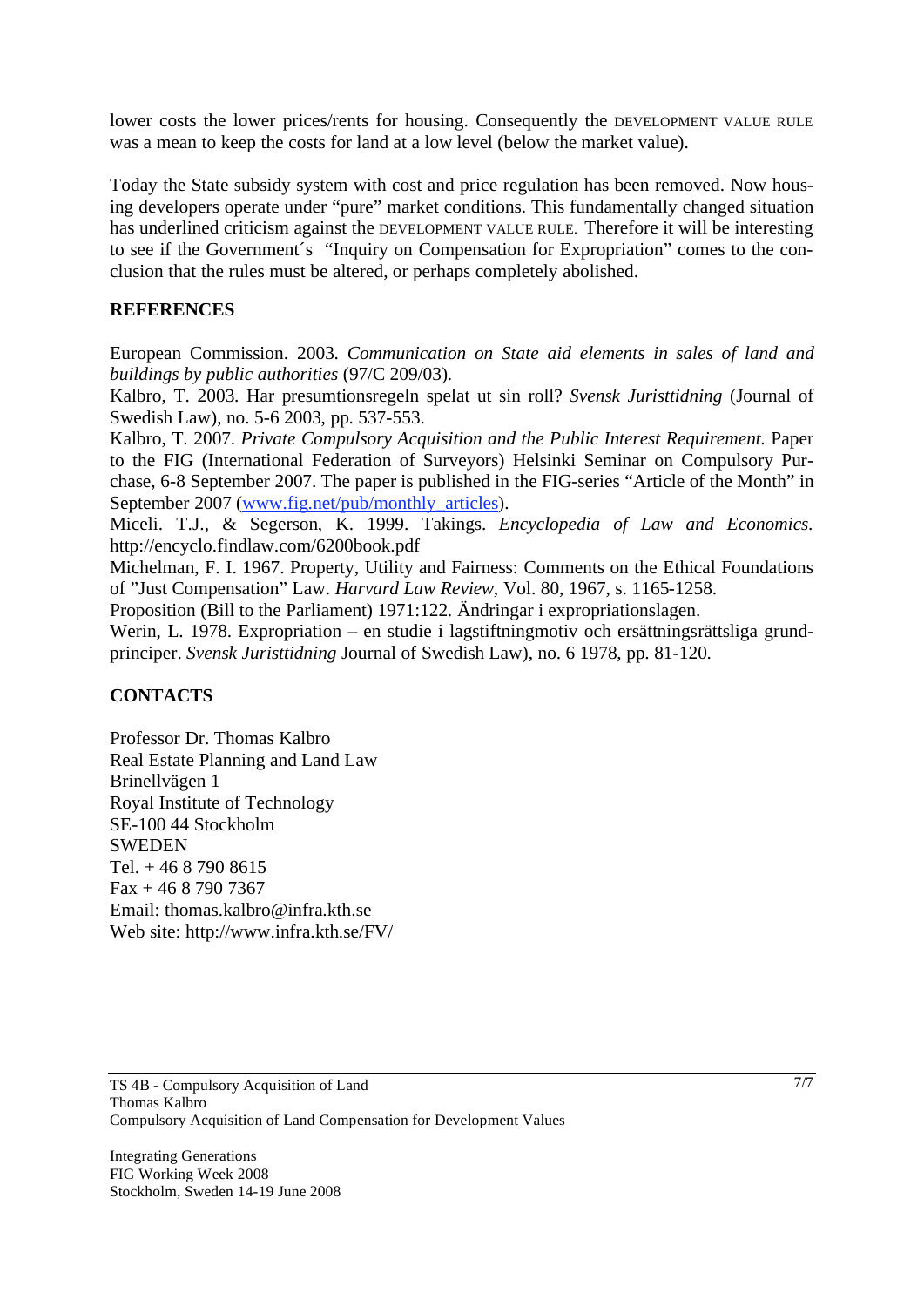lower costs the lower prices/rents for housing. Consequently the DEVELOPMENT VALUE RULE was a mean to keep the costs for land at a low level (below the market value).

Today the State subsidy system with cost and price regulation has been removed. Now housing developers operate under "pure" market conditions. This fundamentally changed situation has underlined criticism against the DEVELOPMENT VALUE RULE. Therefore it will be interesting to see if the Government´s "Inquiry on Compensation for Expropriation" comes to the conclusion that the rules must be altered, or perhaps completely abolished.

## REFERENCES

European Commission. 2003. *Communication on State aid elements in sales of land and buildings by public authorities* (97/C 209/03).
Kalbro, T. 2003. Har presumtionsregeln spelat ut sin roll? *Svensk Juristtidning* (Journal of Swedish Law), no. 5-6 2003, pp. 537-553.
Kalbro, T. 2007. *Private Compulsory Acquisition and the Public Interest Requirement.* Paper to the FIG (International Federation of Surveyors) Helsinki Seminar on Compulsory Purchase, 6-8 September 2007. The paper is published in the FIG-series "Article of the Month" in September 2007 (www.fig.net/pub/monthly_articles).
Miceli. T.J., & Segerson, K. 1999. Takings. *Encyclopedia of Law and Economics.* http://encyclo.findlaw.com/6200book.pdf
Michelman, F. I. 1967. Property, Utility and Fairness: Comments on the Ethical Foundations of "Just Compensation" Law. *Harvard Law Review*, Vol. 80, 1967, s. 1165-1258.
Proposition (Bill to the Parliament) 1971:122. Ändringar i expropriationslagen.
Werin, L. 1978. Expropriation – en studie i lagstiftningmotiv och ersättningsrättsliga grundprinciper. *Svensk Juristtidning* Journal of Swedish Law), no. 6 1978, pp. 81-120.

## CONTACTS

Professor Dr. Thomas Kalbro
Real Estate Planning and Land Law
Brinellvägen 1
Royal Institute of Technology
SE-100 44 Stockholm
SWEDEN
Tel. + 46 8 790 8615
Fax + 46 8 790 7367
Email: thomas.kalbro@infra.kth.se
Web site: http://www.infra.kth.se/FV/